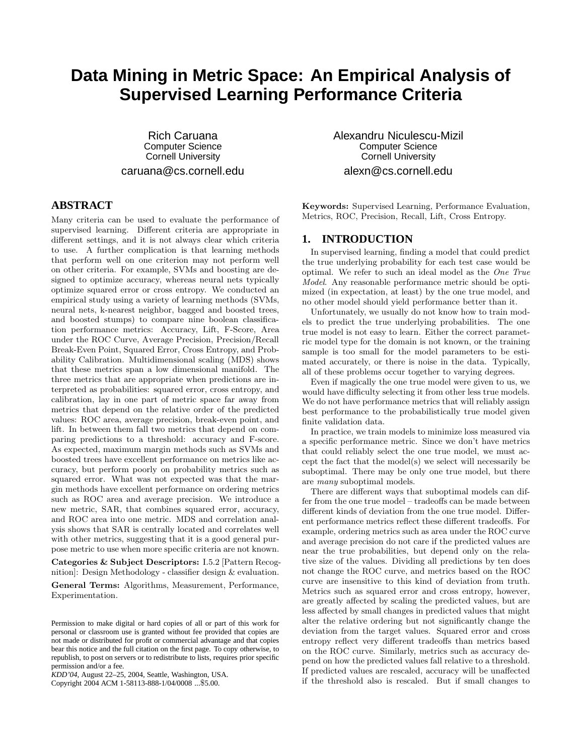# Data Mining in Metric Space: An Empirical Analysis of Supervised Learning Performance Criteria

Rich Caruana
Computer Science
Cornell University
caruana@cs.cornell.edu

Alexandru Niculescu-Mizil
Computer Science
Cornell University
alexn@cs.cornell.edu

## ABSTRACT

Many criteria can be used to evaluate the performance of supervised learning. Different criteria are appropriate in different settings, and it is not always clear which criteria to use. A further complication is that learning methods that perform well on one criterion may not perform well on other criteria. For example, SVMs and boosting are designed to optimize accuracy, whereas neural nets typically optimize squared error or cross entropy. We conducted an empirical study using a variety of learning methods (SVMs, neural nets, k-nearest neighbor, bagged and boosted trees, and boosted stumps) to compare nine boolean classification performance metrics: Accuracy, Lift, F-Score, Area under the ROC Curve, Average Precision, Precision/Recall Break-Even Point, Squared Error, Cross Entropy, and Probability Calibration. Multidimensional scaling (MDS) shows that these metrics span a low dimensional manifold. The three metrics that are appropriate when predictions are interpreted as probabilities: squared error, cross entropy, and calibration, lay in one part of metric space far away from metrics that depend on the relative order of the predicted values: ROC area, average precision, break-even point, and lift. In between them fall two metrics that depend on comparing predictions to a threshold: accuracy and F-score. As expected, maximum margin methods such as SVMs and boosted trees have excellent performance on metrics like accuracy, but perform poorly on probability metrics such as squared error. What was not expected was that the margin methods have excellent performance on ordering metrics such as ROC area and average precision. We introduce a new metric, SAR, that combines squared error, accuracy, and ROC area into one metric. MDS and correlation analysis shows that SAR is centrally located and correlates well with other metrics, suggesting that it is a good general purpose metric to use when more specific criteria are not known.

**Categories & Subject Descriptors:** I.5.2 [Pattern Recognition]: Design Methodology - classifier design & evaluation.

**General Terms:** Algorithms, Measurement, Performance, Experimentation.

Permission to make digital or hard copies of all or part of this work for personal or classroom use is granted without fee provided that copies are not made or distributed for profit or commercial advantage and that copies bear this notice and the full citation on the first page. To copy otherwise, to republish, to post on servers or to redistribute to lists, requires prior specific permission and/or a fee.
*KDD'04,* August 22–25, 2004, Seattle, Washington, USA.
Copyright 2004 ACM 1-58113-888-1/04/0008 ...$5.00.

**Keywords:** Supervised Learning, Performance Evaluation, Metrics, ROC, Precision, Recall, Lift, Cross Entropy.

## 1. INTRODUCTION

In supervised learning, finding a model that could predict the true underlying probability for each test case would be optimal. We refer to such an ideal model as the *One True Model*. Any reasonable performance metric should be optimized (in expectation, at least) by the one true model, and no other model should yield performance better than it.

Unfortunately, we usually do not know how to train models to predict the true underlying probabilities. The one true model is not easy to learn. Either the correct parametric model type for the domain is not known, or the training sample is too small for the model parameters to be estimated accurately, or there is noise in the data. Typically, all of these problems occur together to varying degrees.

Even if magically the one true model were given to us, we would have difficulty selecting it from other less true models. We do not have performance metrics that will reliably assign best performance to the probabilistically true model given finite validation data.

In practice, we train models to minimize loss measured via a specific performance metric. Since we don't have metrics that could reliably select the one true model, we must accept the fact that the model(s) we select will necessarily be suboptimal. There may be only one true model, but there are *many* suboptimal models.

There are different ways that suboptimal models can differ from the one true model – tradeoffs can be made between different kinds of deviation from the one true model. Different performance metrics reflect these different tradeoffs. For example, ordering metrics such as area under the ROC curve and average precision do not care if the predicted values are near the true probabilities, but depend only on the relative size of the values. Dividing all predictions by ten does not change the ROC curve, and metrics based on the ROC curve are insensitive to this kind of deviation from truth. Metrics such as squared error and cross entropy, however, are greatly affected by scaling the predicted values, but are less affected by small changes in predicted values that might alter the relative ordering but not significantly change the deviation from the target values. Squared error and cross entropy reflect very different tradeoffs than metrics based on the ROC curve. Similarly, metrics such as accuracy depend on how the predicted values fall relative to a threshold. If predicted values are rescaled, accuracy will be unaffected if the threshold also is rescaled. But if small changes to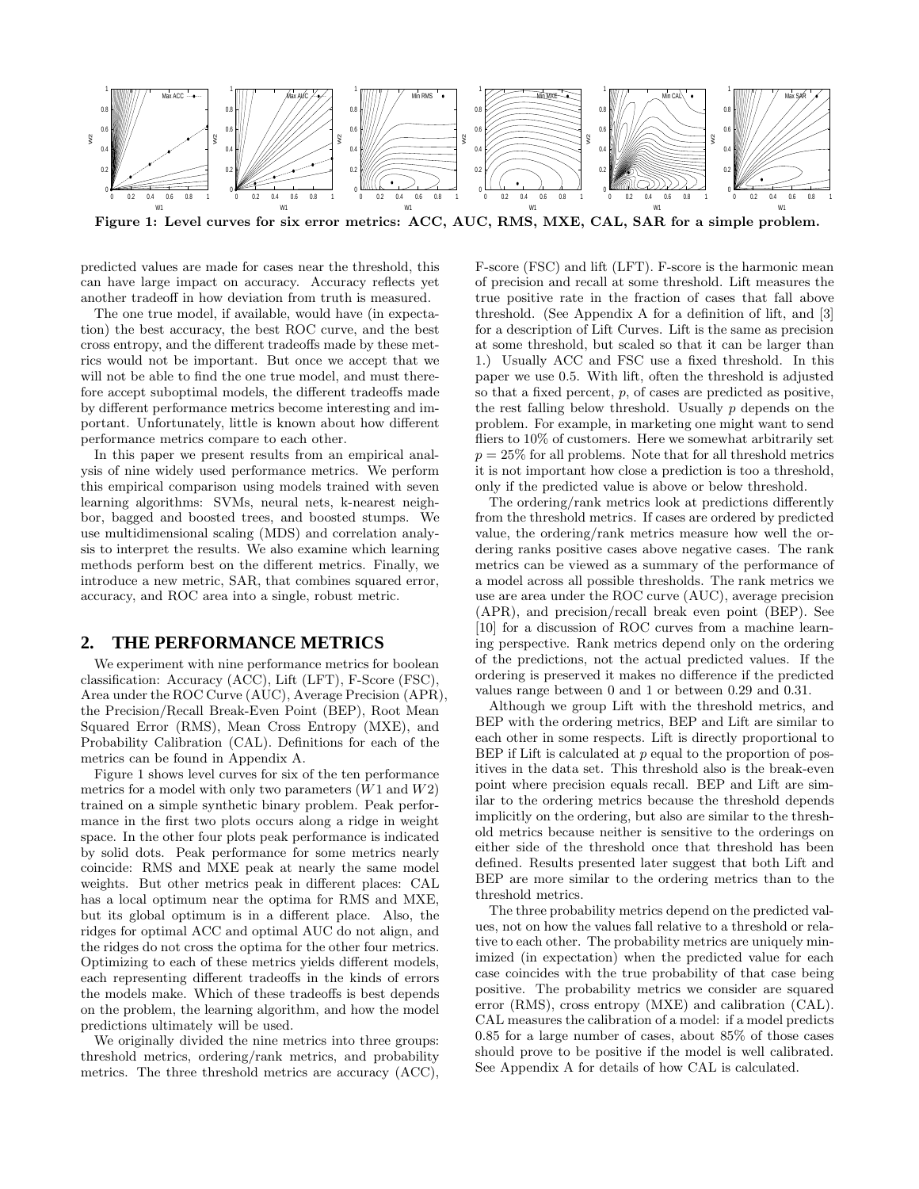Figure 1: Level curves for six error metrics: ACC, AUC, RMS, MXE, CAL, SAR for a simple problem.

predicted values are made for cases near the threshold, this can have large impact on accuracy. Accuracy reflects yet another tradeoff in how deviation from truth is measured.

The one true model, if available, would have (in expectation) the best accuracy, the best ROC curve, and the best cross entropy, and the different tradeoffs made by these metrics would not be important. But once we accept that we will not be able to find the one true model, and must therefore accept suboptimal models, the different tradeoffs made by different performance metrics become interesting and important. Unfortunately, little is known about how different performance metrics compare to each other.

In this paper we present results from an empirical analysis of nine widely used performance metrics. We perform this empirical comparison using models trained with seven learning algorithms: SVMs, neural nets, k-nearest neighbor, bagged and boosted trees, and boosted stumps. We use multidimensional scaling (MDS) and correlation analysis to interpret the results. We also examine which learning methods perform best on the different metrics. Finally, we introduce a new metric, SAR, that combines squared error, accuracy, and ROC area into a single, robust metric.

## 2. THE PERFORMANCE METRICS

We experiment with nine performance metrics for boolean classification: Accuracy (ACC), Lift (LFT), F-Score (FSC), Area under the ROC Curve (AUC), Average Precision (APR), the Precision/Recall Break-Even Point (BEP), Root Mean Squared Error (RMS), Mean Cross Entropy (MXE), and Probability Calibration (CAL). Definitions for each of the metrics can be found in Appendix A.

Figure 1 shows level curves for six of the ten performance metrics for a model with only two parameters ($W1$ and $W2$) trained on a simple synthetic binary problem. Peak performance in the first two plots occurs along a ridge in weight space. In the other four plots peak performance is indicated by solid dots. Peak performance for some metrics nearly coincide: RMS and MXE peak at nearly the same model weights. But other metrics peak in different places: CAL has a local optimum near the optima for RMS and MXE, but its global optimum is in a different place. Also, the ridges for optimal ACC and optimal AUC do not align, and the ridges do not cross the optima for the other four metrics. Optimizing to each of these metrics yields different models, each representing different tradeoffs in the kinds of errors the models make. Which of these tradeoffs is best depends on the problem, the learning algorithm, and how the model predictions ultimately will be used.

We originally divided the nine metrics into three groups: threshold metrics, ordering/rank metrics, and probability metrics. The three threshold metrics are accuracy (ACC), F-score (FSC) and lift (LFT). F-score is the harmonic mean of precision and recall at some threshold. Lift measures the true positive rate in the fraction of cases that fall above threshold. (See Appendix A for a definition of lift, and [3] for a description of Lift Curves. Lift is the same as precision at some threshold, but scaled so that it can be larger than 1.) Usually ACC and FSC use a fixed threshold. In this paper we use 0.5. With lift, often the threshold is adjusted so that a fixed percent, $p$, of cases are predicted as positive, the rest falling below threshold. Usually $p$ depends on the problem. For example, in marketing one might want to send fliers to 10% of customers. Here we somewhat arbitrarily set $p = 25\%$ for all problems. Note that for all threshold metrics it is not important how close a prediction is too a threshold, only if the predicted value is above or below threshold.

The ordering/rank metrics look at predictions differently from the threshold metrics. If cases are ordered by predicted value, the ordering/rank metrics measure how well the ordering ranks positive cases above negative cases. The rank metrics can be viewed as a summary of the performance of a model across all possible thresholds. The rank metrics we use are area under the ROC curve (AUC), average precision (APR), and precision/recall break even point (BEP). See [10] for a discussion of ROC curves from a machine learning perspective. Rank metrics depend only on the ordering of the predictions, not the actual predicted values. If the ordering is preserved it makes no difference if the predicted values range between 0 and 1 or between 0.29 and 0.31.

Although we group Lift with the threshold metrics, and BEP with the ordering metrics, BEP and Lift are similar to each other in some respects. Lift is directly proportional to BEP if Lift is calculated at $p$ equal to the proportion of positives in the data set. This threshold also is the break-even point where precision equals recall. BEP and Lift are similar to the ordering metrics because the threshold depends implicitly on the ordering, but also are similar to the threshold metrics because neither is sensitive to the orderings on either side of the threshold once that threshold has been defined. Results presented later suggest that both Lift and BEP are more similar to the ordering metrics than to the threshold metrics.

The three probability metrics depend on the predicted values, not on how the values fall relative to a threshold or relative to each other. The probability metrics are uniquely minimized (in expectation) when the predicted value for each case coincides with the true probability of that case being positive. The probability metrics we consider are squared error (RMS), cross entropy (MXE) and calibration (CAL). CAL measures the calibration of a model: if a model predicts 0.85 for a large number of cases, about 85% of those cases should prove to be positive if the model is well calibrated. See Appendix A for details of how CAL is calculated.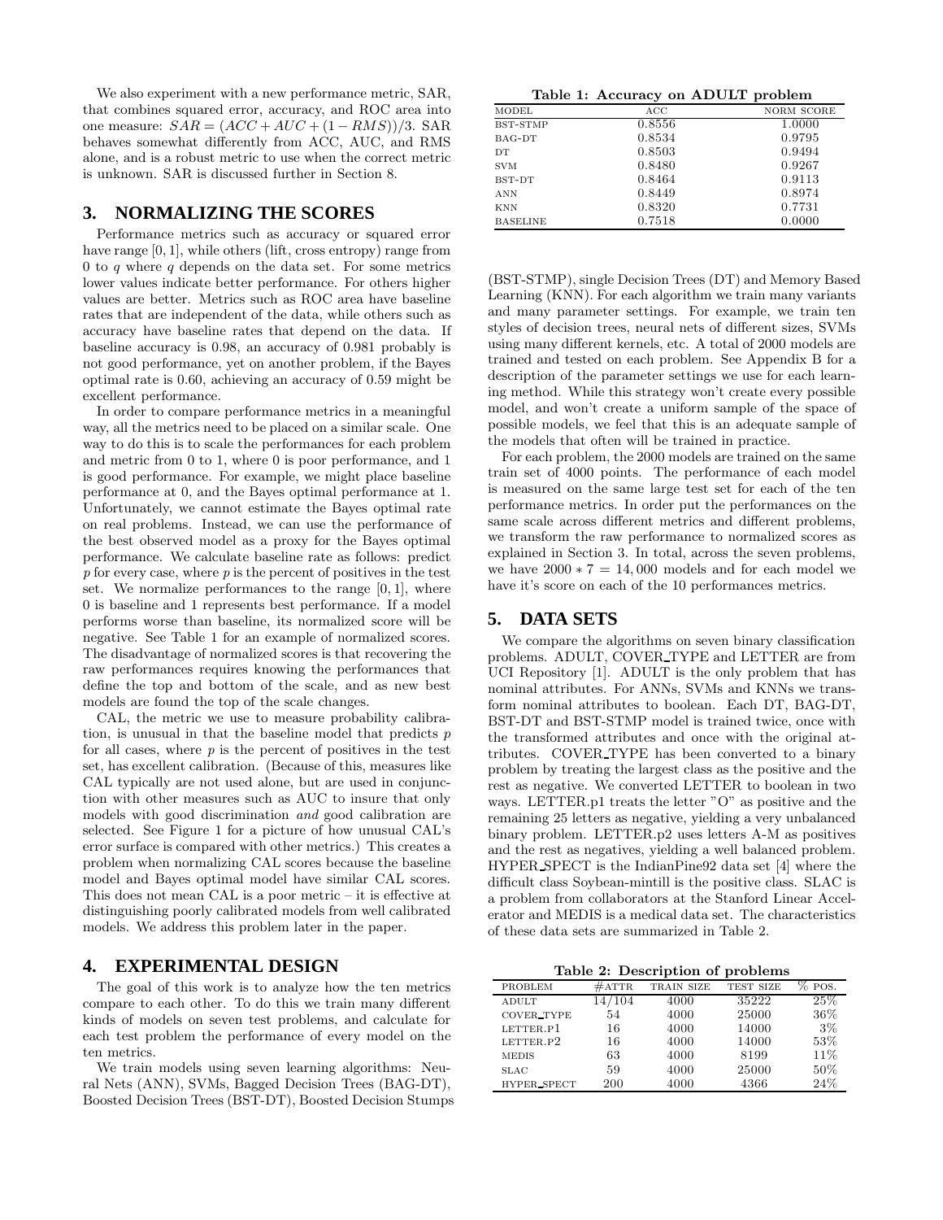We also experiment with a new performance metric, SAR, that combines squared error, accuracy, and ROC area into one measure: $SAR = (ACC + AUC + (1 - RMS))/3$. SAR behaves somewhat differently from ACC, AUC, and RMS alone, and is a robust metric to use when the correct metric is unknown. SAR is discussed further in Section 8.

## 3. NORMALIZING THE SCORES

Performance metrics such as accuracy or squared error have range $[0, 1]$, while others (lift, cross entropy) range from 0 to $q$ where $q$ depends on the data set. For some metrics lower values indicate better performance. For others higher values are better. Metrics such as ROC area have baseline rates that are independent of the data, while others such as accuracy have baseline rates that depend on the data. If baseline accuracy is 0.98, an accuracy of 0.981 probably is not good performance, yet on another problem, if the Bayes optimal rate is 0.60, achieving an accuracy of 0.59 might be excellent performance.

In order to compare performance metrics in a meaningful way, all the metrics need to be placed on a similar scale. One way to do this is to scale the performances for each problem and metric from 0 to 1, where 0 is poor performance, and 1 is good performance. For example, we might place baseline performance at 0, and the Bayes optimal performance at 1. Unfortunately, we cannot estimate the Bayes optimal rate on real problems. Instead, we can use the performance of the best observed model as a proxy for the Bayes optimal performance. We calculate baseline rate as follows: predict $p$ for every case, where $p$ is the percent of positives in the test set. We normalize performances to the range $[0, 1]$, where 0 is baseline and 1 represents best performance. If a model performs worse than baseline, its normalized score will be negative. See Table 1 for an example of normalized scores. The disadvantage of normalized scores is that recovering the raw performances requires knowing the performances that define the top and bottom of the scale, and as new best models are found the top of the scale changes.

CAL, the metric we use to measure probability calibration, is unusual in that the baseline model that predicts $p$ for all cases, where $p$ is the percent of positives in the test set, has excellent calibration. (Because of this, measures like CAL typically are not used alone, but are used in conjunction with other measures such as AUC to insure that only models with good discrimination *and* good calibration are selected. See Figure 1 for a picture of how unusual CAL's error surface is compared with other metrics.) This creates a problem when normalizing CAL scores because the baseline model and Bayes optimal model have similar CAL scores. This does not mean CAL is a poor metric – it is effective at distinguishing poorly calibrated models from well calibrated models. We address this problem later in the paper.

## 4. EXPERIMENTAL DESIGN

The goal of this work is to analyze how the ten metrics compare to each other. To do this we train many different kinds of models on seven test problems, and calculate for each test problem the performance of every model on the ten metrics.

We train models using seven learning algorithms: Neural Nets (ANN), SVMs, Bagged Decision Trees (BAG-DT), Boosted Decision Trees (BST-DT), Boosted Decision Stumps (BST-STMP), single Decision Trees (DT) and Memory Based Learning (KNN). For each algorithm we train many variants and many parameter settings. For example, we train ten styles of decision trees, neural nets of different sizes, SVMs using many different kernels, etc. A total of 2000 models are trained and tested on each problem. See Appendix B for a description of the parameter settings we use for each learning method. While this strategy won't create every possible model, and won't create a uniform sample of the space of possible models, we feel that this is an adequate sample of the models that often will be trained in practice.

For each problem, the 2000 models are trained on the same train set of 4000 points. The performance of each model is measured on the same large test set for each of the ten performance metrics. In order put the performances on the same scale across different metrics and different problems, we transform the raw performance to normalized scores as explained in Section 3. In total, across the seven problems, we have $2000 * 7 = 14,000$ models and for each model we have it's score on each of the 10 performances metrics.

**Table 1: Accuracy on ADULT problem**

| MODEL | ACC | NORM SCORE |
|---|---|---|
| BST-STMP | 0.8556 | 1.0000 |
| BAG-DT | 0.8534 | 0.9795 |
| DT | 0.8503 | 0.9494 |
| SVM | 0.8480 | 0.9267 |
| BST-DT | 0.8464 | 0.9113 |
| ANN | 0.8449 | 0.8974 |
| KNN | 0.8320 | 0.7731 |
| BASELINE | 0.7518 | 0.0000 |

## 5. DATA SETS

We compare the algorithms on seven binary classification problems. ADULT, COVER_TYPE and LETTER are from UCI Repository [1]. ADULT is the only problem that has nominal attributes. For ANNs, SVMs and KNNs we transform nominal attributes to boolean. Each DT, BAG-DT, BST-DT and BST-STMP model is trained twice, once with the transformed attributes and once with the original attributes. COVER_TYPE has been converted to a binary problem by treating the largest class as the positive and the rest as negative. We converted LETTER to boolean in two ways. LETTER.p1 treats the letter "O" as positive and the remaining 25 letters as negative, yielding a very unbalanced binary problem. LETTER.p2 uses letters A-M as positives and the rest as negatives, yielding a well balanced problem. HYPER_SPECT is the IndianPine92 data set [4] where the difficult class Soybean-mintill is the positive class. SLAC is a problem from collaborators at the Stanford Linear Accelerator and MEDIS is a medical data set. The characteristics of these data sets are summarized in Table 2.

**Table 2: Description of problems**

| PROBLEM | #ATTR | TRAIN SIZE | TEST SIZE | % POS. |
|---|---|---|---|---|
| ADULT | 14/104 | 4000 | 35222 | 25% |
| COVER_TYPE | 54 | 4000 | 25000 | 36% |
| LETTER.P1 | 16 | 4000 | 14000 | 3% |
| LETTER.P2 | 16 | 4000 | 14000 | 53% |
| MEDIS | 63 | 4000 | 8199 | 11% |
| SLAC | 59 | 4000 | 25000 | 50% |
| HYPER_SPECT | 200 | 4000 | 4366 | 24% |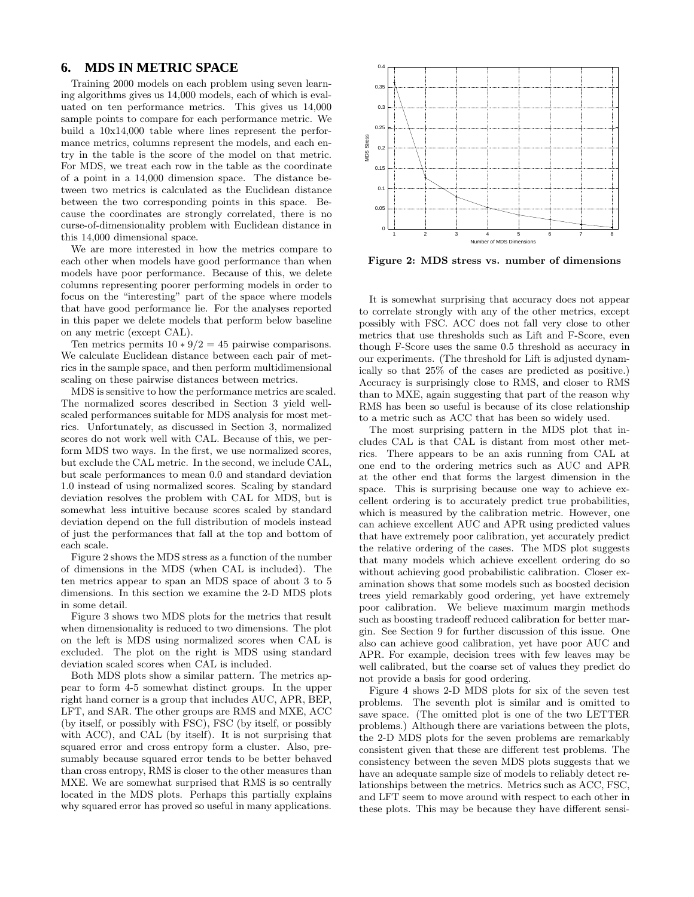## 6. MDS IN METRIC SPACE

Training 2000 models on each problem using seven learning algorithms gives us 14,000 models, each of which is evaluated on ten performance metrics. This gives us 14,000 sample points to compare for each performance metric. We build a 10x14,000 table where lines represent the performance metrics, columns represent the models, and each entry in the table is the score of the model on that metric. For MDS, we treat each row in the table as the coordinate of a point in a 14,000 dimension space. The distance between two metrics is calculated as the Euclidean distance between the two corresponding points in this space. Because the coordinates are strongly correlated, there is no curse-of-dimensionality problem with Euclidean distance in this 14,000 dimensional space.

We are more interested in how the metrics compare to each other when models have good performance than when models have poor performance. Because of this, we delete columns representing poorer performing models in order to focus on the "interesting" part of the space where models that have good performance lie. For the analyses reported in this paper we delete models that perform below baseline on any metric (except CAL).

Ten metrics permits $10 * 9/2 = 45$ pairwise comparisons. We calculate Euclidean distance between each pair of metrics in the sample space, and then perform multidimensional scaling on these pairwise distances between metrics.

MDS is sensitive to how the performance metrics are scaled. The normalized scores described in Section 3 yield well-scaled performances suitable for MDS analysis for most metrics. Unfortunately, as discussed in Section 3, normalized scores do not work well with CAL. Because of this, we perform MDS two ways. In the first, we use normalized scores, but exclude the CAL metric. In the second, we include CAL, but scale performances to mean 0.0 and standard deviation 1.0 instead of using normalized scores. Scaling by standard deviation resolves the problem with CAL for MDS, but is somewhat less intuitive because scores scaled by standard deviation depend on the full distribution of models instead of just the performances that fall at the top and bottom of each scale.

Figure 2 shows the MDS stress as a function of the number of dimensions in the MDS (when CAL is included). The ten metrics appear to span an MDS space of about 3 to 5 dimensions. In this section we examine the 2-D MDS plots in some detail.

Figure 3 shows two MDS plots for the metrics that result when dimensionality is reduced to two dimensions. The plot on the left is MDS using normalized scores when CAL is excluded. The plot on the right is MDS using standard deviation scaled scores when CAL is included.

Both MDS plots show a similar pattern. The metrics appear to form 4-5 somewhat distinct groups. In the upper right hand corner is a group that includes AUC, APR, BEP, LFT, and SAR. The other groups are RMS and MXE, ACC (by itself, or possibly with FSC), FSC (by itself, or possibly with ACC), and CAL (by itself). It is not surprising that squared error and cross entropy form a cluster. Also, presumably because squared error tends to be better behaved than cross entropy, RMS is closer to the other measures than MXE. We are somewhat surprised that RMS is so centrally located in the MDS plots. Perhaps this partially explains why squared error has proved so useful in many applications.

Figure 2: MDS stress vs. number of dimensions

It is somewhat surprising that accuracy does not appear to correlate strongly with any of the other metrics, except possibly with FSC. ACC does not fall very close to other metrics that use thresholds such as Lift and F-Score, even though F-Score uses the same 0.5 threshold as accuracy in our experiments. (The threshold for Lift is adjusted dynamically so that 25% of the cases are predicted as positive.) Accuracy is surprisingly close to RMS, and closer to RMS than to MXE, again suggesting that part of the reason why RMS has been so useful is because of its close relationship to a metric such as ACC that has been so widely used.

The most surprising pattern in the MDS plot that includes CAL is that CAL is distant from most other metrics. There appears to be an axis running from CAL at one end to the ordering metrics such as AUC and APR at the other end that forms the largest dimension in the space. This is surprising because one way to achieve excellent ordering is to accurately predict true probabilities, which is measured by the calibration metric. However, one can achieve excellent AUC and APR using predicted values that have extremely poor calibration, yet accurately predict the relative ordering of the cases. The MDS plot suggests that many models which achieve excellent ordering do so without achieving good probabilistic calibration. Closer examination shows that some models such as boosted decision trees yield remarkably good ordering, yet have extremely poor calibration. We believe maximum margin methods such as boosting tradeoff reduced calibration for better margin. See Section 9 for further discussion of this issue. One also can achieve good calibration, yet have poor AUC and APR. For example, decision trees with few leaves may be well calibrated, but the coarse set of values they predict do not provide a basis for good ordering.

Figure 4 shows 2-D MDS plots for six of the seven test problems. The seventh plot is similar and is omitted to save space. (The omitted plot is one of the two LETTER problems.) Although there are variations between the plots, the 2-D MDS plots for the seven problems are remarkably consistent given that these are different test problems. The consistency between the seven MDS plots suggests that we have an adequate sample size of models to reliably detect relationships between the metrics. Metrics such as ACC, FSC, and LFT seem to move around with respect to each other in these plots. This may be because they have different sensi-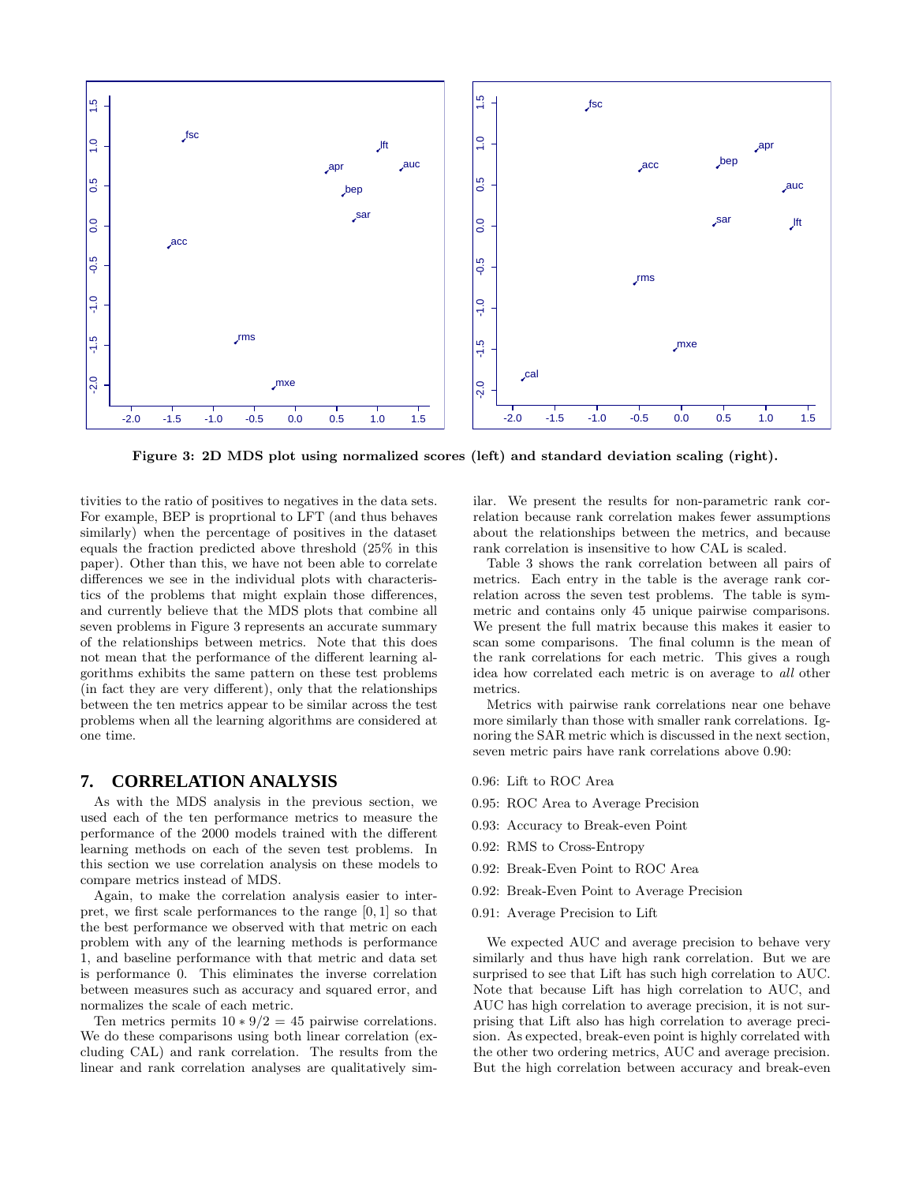**Figure 3: 2D MDS plot using normalized scores (left) and standard deviation scaling (right).**

tivities to the ratio of positives to negatives in the data sets. For example, BEP is proprtional to LFT (and thus behaves similarly) when the percentage of positives in the dataset equals the fraction predicted above threshold (25% in this paper). Other than this, we have not been able to correlate differences we see in the individual plots with characteristics of the problems that might explain those differences, and currently believe that the MDS plots that combine all seven problems in Figure 3 represents an accurate summary of the relationships between metrics. Note that this does not mean that the performance of the different learning algorithms exhibits the same pattern on these test problems (in fact they are very different), only that the relationships between the ten metrics appear to be similar across the test problems when all the learning algorithms are considered at one time.

## 7. CORRELATION ANALYSIS

As with the MDS analysis in the previous section, we used each of the ten performance metrics to measure the performance of the 2000 models trained with the different learning methods on each of the seven test problems. In this section we use correlation analysis on these models to compare metrics instead of MDS.

Again, to make the correlation analysis easier to interpret, we first scale performances to the range $[0, 1]$ so that the best performance we observed with that metric on each problem with any of the learning methods is performance 1, and baseline performance with that metric and data set is performance 0. This eliminates the inverse correlation between measures such as accuracy and squared error, and normalizes the scale of each metric.

Ten metrics permits $10 * 9/2 = 45$ pairwise correlations. We do these comparisons using both linear correlation (excluding CAL) and rank correlation. The results from the linear and rank correlation analyses are qualitatively similar. We present the results for non-parametric rank correlation because rank correlation makes fewer assumptions about the relationships between the metrics, and because rank correlation is insensitive to how CAL is scaled.

Table 3 shows the rank correlation between all pairs of metrics. Each entry in the table is the average rank correlation across the seven test problems. The table is symmetric and contains only 45 unique pairwise comparisons. We present the full matrix because this makes it easier to scan some comparisons. The final column is the mean of the rank correlations for each metric. This gives a rough idea how correlated each metric is on average to *all* other metrics.

Metrics with pairwise rank correlations near one behave more similarly than those with smaller rank correlations. Ignoring the SAR metric which is discussed in the next section, seven metric pairs have rank correlations above 0.90:

0.96: Lift to ROC Area

0.95: ROC Area to Average Precision

0.93: Accuracy to Break-even Point

0.92: RMS to Cross-Entropy

0.92: Break-Even Point to ROC Area

0.92: Break-Even Point to Average Precision

0.91: Average Precision to Lift

We expected AUC and average precision to behave very similarly and thus have high rank correlation. But we are surprised to see that Lift has such high correlation to AUC. Note that because Lift has high correlation to AUC, and AUC has high correlation to average precision, it is not surprising that Lift also has high correlation to average precision. As expected, break-even point is highly correlated with the other two ordering metrics, AUC and average precision. But the high correlation between accuracy and break-even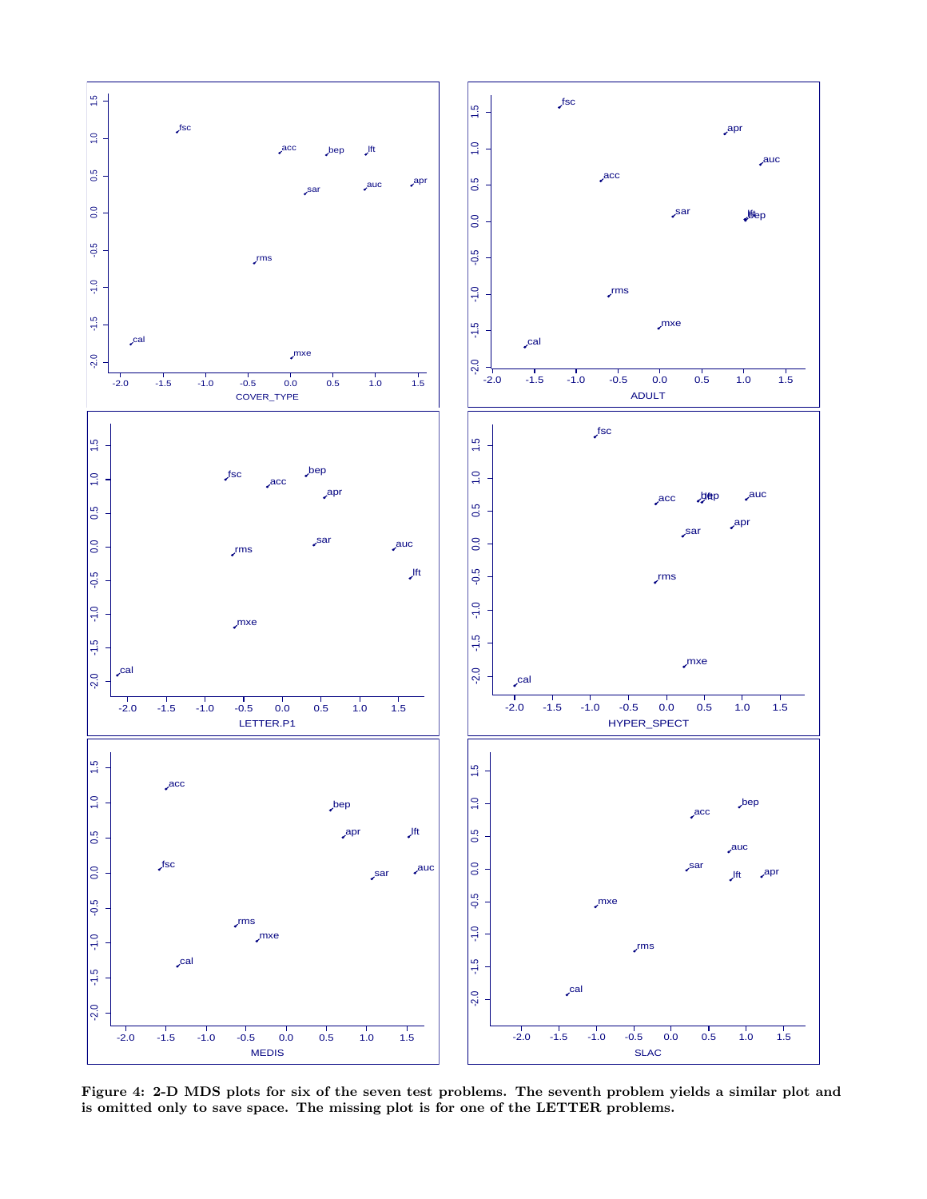Figure 4: 2-D MDS plots for six of the seven test problems. The seventh problem yields a similar plot and is omitted only to save space. The missing plot is for one of the LETTER problems.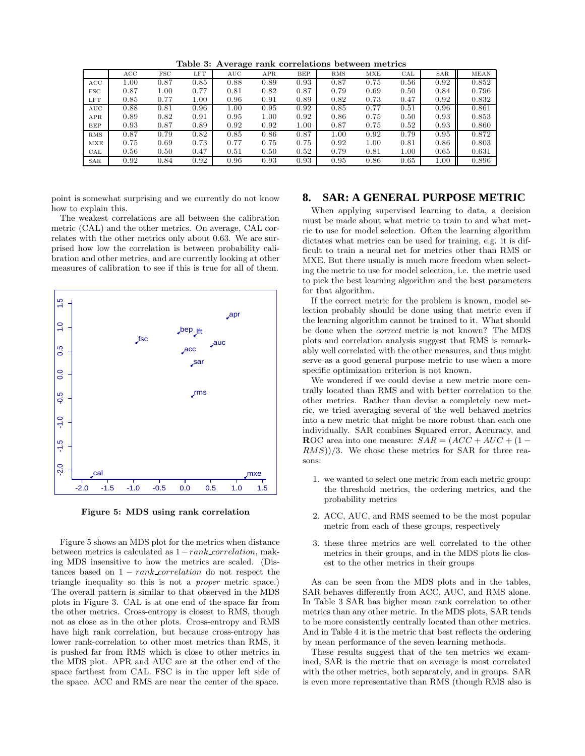**Table 3: Average rank correlations between metrics**

| | ACC | FSC | LFT | AUC | APR | BEP | RMS | MXE | CAL | SAR | MEAN |
|---|---|---|---|---|---|---|---|---|---|---|---|
| ACC | 1.00 | 0.87 | 0.85 | 0.88 | 0.89 | 0.93 | 0.87 | 0.75 | 0.56 | 0.92 | 0.852 |
| FSC | 0.87 | 1.00 | 0.77 | 0.81 | 0.82 | 0.87 | 0.79 | 0.69 | 0.50 | 0.84 | 0.796 |
| LFT | 0.85 | 0.77 | 1.00 | 0.96 | 0.91 | 0.89 | 0.82 | 0.73 | 0.47 | 0.92 | 0.832 |
| AUC | 0.88 | 0.81 | 0.96 | 1.00 | 0.95 | 0.92 | 0.85 | 0.77 | 0.51 | 0.96 | 0.861 |
| APR | 0.89 | 0.82 | 0.91 | 0.95 | 1.00 | 0.92 | 0.86 | 0.75 | 0.50 | 0.93 | 0.853 |
| BEP | 0.93 | 0.87 | 0.89 | 0.92 | 0.92 | 1.00 | 0.87 | 0.75 | 0.52 | 0.93 | 0.860 |
| RMS | 0.87 | 0.79 | 0.82 | 0.85 | 0.86 | 0.87 | 1.00 | 0.92 | 0.79 | 0.95 | 0.872 |
| MXE | 0.75 | 0.69 | 0.73 | 0.77 | 0.75 | 0.75 | 0.92 | 1.00 | 0.81 | 0.86 | 0.803 |
| CAL | 0.56 | 0.50 | 0.47 | 0.51 | 0.50 | 0.52 | 0.79 | 0.81 | 1.00 | 0.65 | 0.631 |
| SAR | 0.92 | 0.84 | 0.92 | 0.96 | 0.93 | 0.93 | 0.95 | 0.86 | 0.65 | 1.00 | 0.896 |

point is somewhat surprising and we currently do not know how to explain this.

The weakest correlations are all between the calibration metric (CAL) and the other metrics. On average, CAL correlates with the other metrics only about 0.63. We are surprised how low the correlation is between probability calibration and other metrics, and are currently looking at other measures of calibration to see if this is true for all of them.

**Figure 5: MDS using rank correlation**

Figure 5 shows an MDS plot for the metrics when distance between metrics is calculated as $1 - rank\_correlation$, making MDS insensitive to how the metrics are scaled. (Distances based on $1 - rank\_correlation$ do not respect the triangle inequality so this is not a *proper* metric space.) The overall pattern is similar to that observed in the MDS plots in Figure 3. CAL is at one end of the space far from the other metrics. Cross-entropy is closest to RMS, though not as close as in the other plots. Cross-entropy and RMS have high rank correlation, but because cross-entropy has lower rank-correlation to other most metrics than RMS, it is pushed far from RMS which is close to other metrics in the MDS plot. APR and AUC are at the other end of the space farthest from CAL. FSC is in the upper left side of the space. ACC and RMS are near the center of the space.

## 8. SAR: A GENERAL PURPOSE METRIC

When applying supervised learning to data, a decision must be made about what metric to train to and what metric to use for model selection. Often the learning algorithm dictates what metrics can be used for training, e.g. it is difficult to train a neural net for metrics other than RMS or MXE. But there usually is much more freedom when selecting the metric to use for model selection, i.e. the metric used to pick the best learning algorithm and the best parameters for that algorithm.

If the correct metric for the problem is known, model selection probably should be done using that metric even if the learning algorithm cannot be trained to it. What should be done when the *correct* metric is not known? The MDS plots and correlation analysis suggest that RMS is remarkably well correlated with the other measures, and thus might serve as a good general purpose metric to use when a more specific optimization criterion is not known.

We wondered if we could devise a new metric more centrally located than RMS and with better correlation to the other metrics. Rather than devise a completely new metric, we tried averaging several of the well behaved metrics into a new metric that might be more robust than each one individually. SAR combines **S**quared error, **A**ccuracy, and **R**OC area into one measure: $SAR = (ACC + AUC + (1 - RMS))/3$. We chose these metrics for SAR for three reasons:

1. we wanted to select one metric from each metric group: the threshold metrics, the ordering metrics, and the probability metrics
2. ACC, AUC, and RMS seemed to be the most popular metric from each of these groups, respectively
3. these three metrics are well correlated to the other metrics in their groups, and in the MDS plots lie closest to the other metrics in their groups

As can be seen from the MDS plots and in the tables, SAR behaves differently from ACC, AUC, and RMS alone. In Table 3 SAR has higher mean rank correlation to other metrics than any other metric. In the MDS plots, SAR tends to be more consistently centrally located than other metrics. And in Table 4 it is the metric that best reflects the ordering by mean performance of the seven learning methods.

These results suggest that of the ten metrics we examined, SAR is the metric that on average is most correlated with the other metrics, both separately, and in groups. SAR is even more representative than RMS (though RMS also is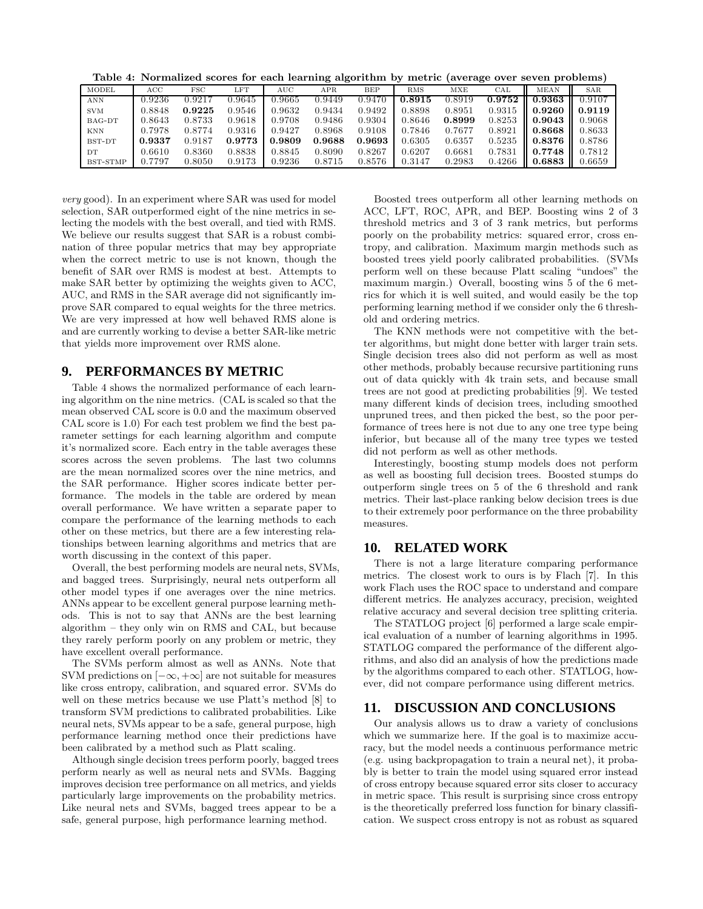**Table 4: Normalized scores for each learning algorithm by metric (average over seven problems)**

| MODEL | ACC | FSC | LFT | AUC | APR | BEP | RMS | MXE | CAL | MEAN | SAR |
|---|---|---|---|---|---|---|---|---|---|---|---|
| ANN | 0.9236 | 0.9217 | 0.9645 | 0.9665 | 0.9449 | 0.9470 | **0.8915** | 0.8919 | **0.9752** | **0.9363** | 0.9107 |
| SVM | 0.8848 | **0.9225** | 0.9546 | 0.9632 | 0.9434 | 0.9492 | 0.8898 | 0.8951 | 0.9315 | **0.9260** | **0.9119** |
| BAG-DT | 0.8643 | 0.8733 | 0.9618 | 0.9708 | 0.9486 | 0.9304 | 0.8646 | **0.8999** | 0.8253 | **0.9043** | 0.9068 |
| KNN | 0.7978 | 0.8774 | 0.9316 | 0.9427 | 0.8968 | 0.9108 | 0.7846 | 0.7677 | 0.8921 | **0.8668** | 0.8633 |
| BST-DT | **0.9337** | 0.9187 | **0.9773** | **0.9809** | **0.9688** | **0.9693** | 0.6305 | 0.6357 | 0.5235 | **0.8376** | 0.8786 |
| DT | 0.6610 | 0.8360 | 0.8838 | 0.8845 | 0.8090 | 0.8267 | 0.6207 | 0.6681 | 0.7831 | **0.7748** | 0.7812 |
| BST-STMP | 0.7797 | 0.8050 | 0.9173 | 0.9236 | 0.8715 | 0.8576 | 0.3147 | 0.2983 | 0.4266 | **0.6883** | 0.6659 |

*very* good). In an experiment where SAR was used for model selection, SAR outperformed eight of the nine metrics in selecting the models with the best overall, and tied with RMS. We believe our results suggest that SAR is a robust combination of three popular metrics that may bey appropriate when the correct metric to use is not known, though the benefit of SAR over RMS is modest at best. Attempts to make SAR better by optimizing the weights given to ACC, AUC, and RMS in the SAR average did not significantly improve SAR compared to equal weights for the three metrics. We are very impressed at how well behaved RMS alone is and are currently working to devise a better SAR-like metric that yields more improvement over RMS alone.

## 9. PERFORMANCES BY METRIC

Table 4 shows the normalized performance of each learning algorithm on the nine metrics. (CAL is scaled so that the mean observed CAL score is 0.0 and the maximum observed CAL score is 1.0) For each test problem we find the best parameter settings for each learning algorithm and compute it's normalized score. Each entry in the table averages these scores across the seven problems. The last two columns are the mean normalized scores over the nine metrics, and the SAR performance. Higher scores indicate better performance. The models in the table are ordered by mean overall performance. We have written a separate paper to compare the performance of the learning methods to each other on these metrics, but there are a few interesting relationships between learning algorithms and metrics that are worth discussing in the context of this paper.

Overall, the best performing models are neural nets, SVMs, and bagged trees. Surprisingly, neural nets outperform all other model types if one averages over the nine metrics. ANNs appear to be excellent general purpose learning methods. This is not to say that ANNs are the best learning algorithm – they only win on RMS and CAL, but because they rarely perform poorly on any problem or metric, they have excellent overall performance.

The SVMs perform almost as well as ANNs. Note that SVM predictions on $[-\infty, +\infty]$ are not suitable for measures like cross entropy, calibration, and squared error. SVMs do well on these metrics because we use Platt's method [8] to transform SVM predictions to calibrated probabilities. Like neural nets, SVMs appear to be a safe, general purpose, high performance learning method once their predictions have been calibrated by a method such as Platt scaling.

Although single decision trees perform poorly, bagged trees perform nearly as well as neural nets and SVMs. Bagging improves decision tree performance on all metrics, and yields particularly large improvements on the probability metrics. Like neural nets and SVMs, bagged trees appear to be a safe, general purpose, high performance learning method.

Boosted trees outperform all other learning methods on ACC, LFT, ROC, APR, and BEP. Boosting wins 2 of 3 threshold metrics and 3 of 3 rank metrics, but performs poorly on the probability metrics: squared error, cross entropy, and calibration. Maximum margin methods such as boosted trees yield poorly calibrated probabilities. (SVMs perform well on these because Platt scaling "undoes" the maximum margin.) Overall, boosting wins 5 of the 6 metrics for which it is well suited, and would easily be the top performing learning method if we consider only the 6 threshold and ordering metrics.

The KNN methods were not competitive with the better algorithms, but might done better with larger train sets. Single decision trees also did not perform as well as most other methods, probably because recursive partitioning runs out of data quickly with 4k train sets, and because small trees are not good at predicting probabilities [9]. We tested many different kinds of decision trees, including smoothed unpruned trees, and then picked the best, so the poor performance of trees here is not due to any one tree type being inferior, but because all of the many tree types we tested did not perform as well as other methods.

Interestingly, boosting stump models does not perform as well as boosting full decision trees. Boosted stumps do outperform single trees on 5 of the 6 threshold and rank metrics. Their last-place ranking below decision trees is due to their extremely poor performance on the three probability measures.

## 10. RELATED WORK

There is not a large literature comparing performance metrics. The closest work to ours is by Flach [7]. In this work Flach uses the ROC space to understand and compare different metrics. He analyzes accuracy, precision, weighted relative accuracy and several decision tree splitting criteria.

The STATLOG project [6] performed a large scale empirical evaluation of a number of learning algorithms in 1995. STATLOG compared the performance of the different algorithms, and also did an analysis of how the predictions made by the algorithms compared to each other. STATLOG, however, did not compare performance using different metrics.

## 11. DISCUSSION AND CONCLUSIONS

Our analysis allows us to draw a variety of conclusions which we summarize here. If the goal is to maximize accuracy, but the model needs a continuous performance metric (e.g. using backpropagation to train a neural net), it probably is better to train the model using squared error instead of cross entropy because squared error sits closer to accuracy in metric space. This result is surprising since cross entropy is the theoretically preferred loss function for binary classification. We suspect cross entropy is not as robust as squared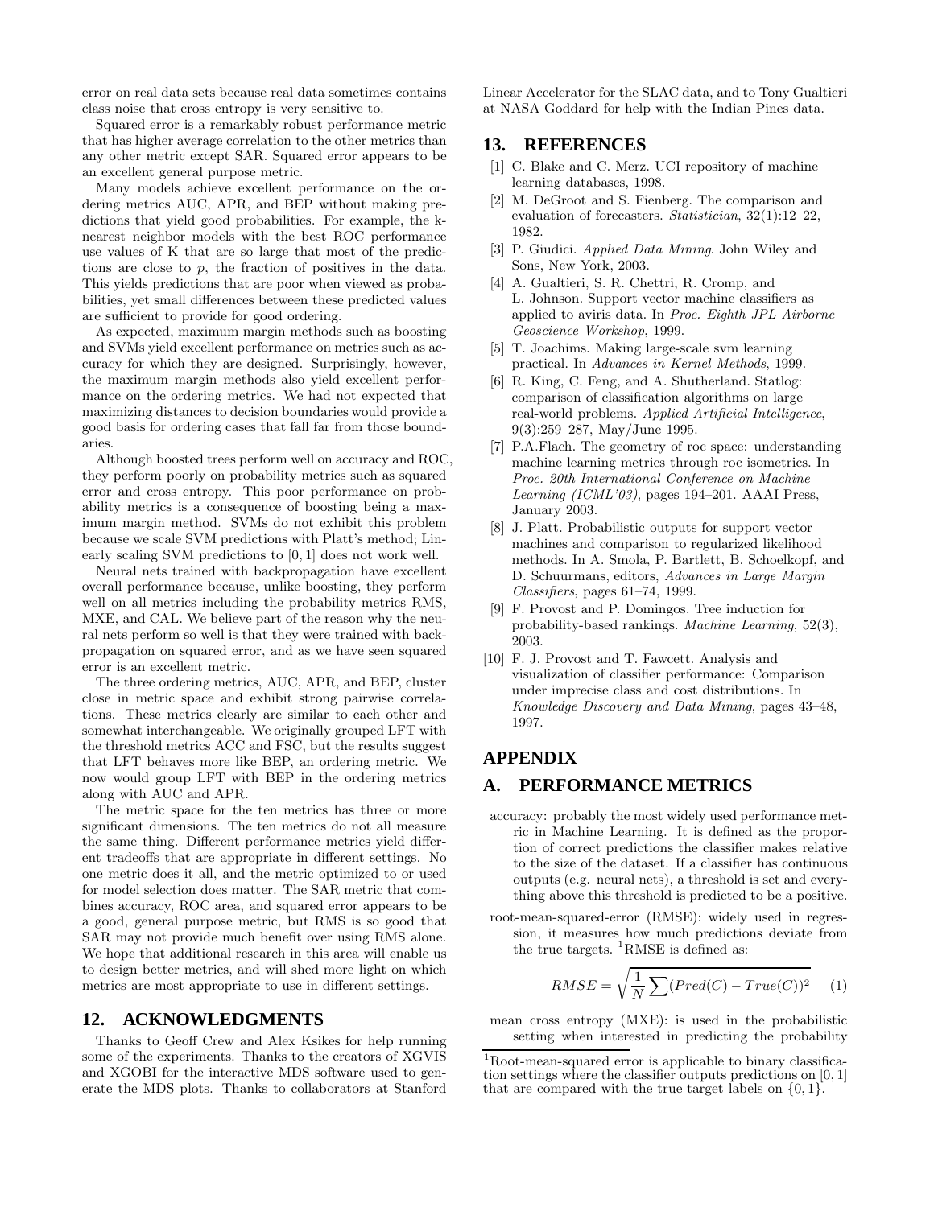error on real data sets because real data sometimes contains class noise that cross entropy is very sensitive to.

Squared error is a remarkably robust performance metric that has higher average correlation to the other metrics than any other metric except SAR. Squared error appears to be an excellent general purpose metric.

Many models achieve excellent performance on the ordering metrics AUC, APR, and BEP without making predictions that yield good probabilities. For example, the k-nearest neighbor models with the best ROC performance use values of K that are so large that most of the predictions are close to $p$, the fraction of positives in the data. This yields predictions that are poor when viewed as probabilities, yet small differences between these predicted values are sufficient to provide for good ordering.

As expected, maximum margin methods such as boosting and SVMs yield excellent performance on metrics such as accuracy for which they are designed. Surprisingly, however, the maximum margin methods also yield excellent performance on the ordering metrics. We had not expected that maximizing distances to decision boundaries would provide a good basis for ordering cases that fall far from those boundaries.

Although boosted trees perform well on accuracy and ROC, they perform poorly on probability metrics such as squared error and cross entropy. This poor performance on probability metrics is a consequence of boosting being a maximum margin method. SVMs do not exhibit this problem because we scale SVM predictions with Platt's method; Linearly scaling SVM predictions to $[0, 1]$ does not work well.

Neural nets trained with backpropagation have excellent overall performance because, unlike boosting, they perform well on all metrics including the probability metrics RMS, MXE, and CAL. We believe part of the reason why the neural nets perform so well is that they were trained with backpropagation on squared error, and as we have seen squared error is an excellent metric.

The three ordering metrics, AUC, APR, and BEP, cluster close in metric space and exhibit strong pairwise correlations. These metrics clearly are similar to each other and somewhat interchangeable. We originally grouped LFT with the threshold metrics ACC and FSC, but the results suggest that LFT behaves more like BEP, an ordering metric. We now would group LFT with BEP in the ordering metrics along with AUC and APR.

The metric space for the ten metrics has three or more significant dimensions. The ten metrics do not all measure the same thing. Different performance metrics yield different tradeoffs that are appropriate in different settings. No one metric does it all, and the metric optimized to or used for model selection does matter. The SAR metric that combines accuracy, ROC area, and squared error appears to be a good, general purpose metric, but RMS is so good that SAR may not provide much benefit over using RMS alone. We hope that additional research in this area will enable us to design better metrics, and will shed more light on which metrics are most appropriate to use in different settings.

## 12. ACKNOWLEDGMENTS

Thanks to Geoff Crew and Alex Ksikes for help running some of the experiments. Thanks to the creators of XGVIS and XGOBI for the interactive MDS software used to generate the MDS plots. Thanks to collaborators at Stanford Linear Accelerator for the SLAC data, and to Tony Gualtieri at NASA Goddard for help with the Indian Pines data.

## 13. REFERENCES

[1] C. Blake and C. Merz. UCI repository of machine learning databases, 1998.

[2] M. DeGroot and S. Fienberg. The comparison and evaluation of forecasters. *Statistician*, 32(1):12–22, 1982.

[3] P. Giudici. *Applied Data Mining*. John Wiley and Sons, New York, 2003.

[4] A. Gualtieri, S. R. Chettri, R. Cromp, and L. Johnson. Support vector machine classifiers as applied to aviris data. In *Proc. Eighth JPL Airborne Geoscience Workshop*, 1999.

[5] T. Joachims. Making large-scale svm learning practical. In *Advances in Kernel Methods*, 1999.

[6] R. King, C. Feng, and A. Shutherland. Statlog: comparison of classification algorithms on large real-world problems. *Applied Artificial Intelligence*, 9(3):259–287, May/June 1995.

[7] P.A.Flach. The geometry of roc space: understanding machine learning metrics through roc isometrics. In *Proc. 20th International Conference on Machine Learning (ICML'03)*, pages 194–201. AAAI Press, January 2003.

[8] J. Platt. Probabilistic outputs for support vector machines and comparison to regularized likelihood methods. In A. Smola, P. Bartlett, B. Schoelkopf, and D. Schuurmans, editors, *Advances in Large Margin Classifiers*, pages 61–74, 1999.

[9] F. Provost and P. Domingos. Tree induction for probability-based rankings. *Machine Learning*, 52(3), 2003.

[10] F. J. Provost and T. Fawcett. Analysis and visualization of classifier performance: Comparison under imprecise class and cost distributions. In *Knowledge Discovery and Data Mining*, pages 43–48, 1997.

# APPENDIX

## A. PERFORMANCE METRICS

accuracy: probably the most widely used performance metric in Machine Learning. It is defined as the proportion of correct predictions the classifier makes relative to the size of the dataset. If a classifier has continuous outputs (e.g. neural nets), a threshold is set and everything above this threshold is predicted to be a positive.

root-mean-squared-error (RMSE): widely used in regression, it measures how much predictions deviate from the true targets. [1]RMSE is defined as:

$$RMSE = \sqrt{\frac{1}{N}\sum(Pred(C) - True(C))^2} \quad (1)$$

mean cross entropy (MXE): is used in the probabilistic setting when interested in predicting the probability

[1]Root-mean-squared error is applicable to binary classification settings where the classifier outputs predictions on $[0, 1]$ that are compared with the true target labels on $\{0, 1\}$.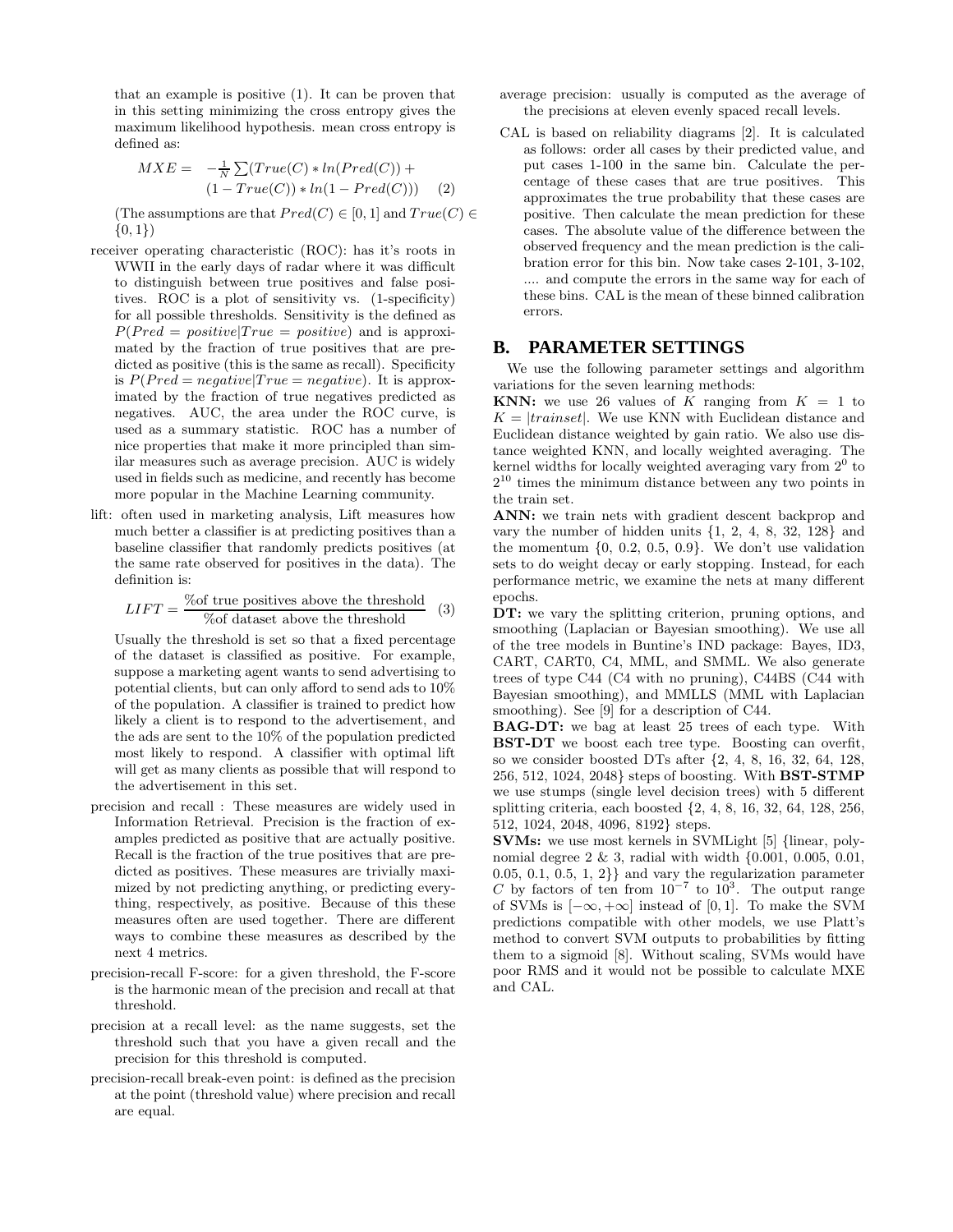that an example is positive (1). It can be proven that in this setting minimizing the cross entropy gives the maximum likelihood hypothesis. mean cross entropy is defined as:

$$MXE = -\frac{1}{N}\sum(True(C) * ln(Pred(C)) + (1 - True(C)) * ln(1 - Pred(C))) \quad (2)$$

(The assumptions are that $Pred(C) \in [0, 1]$ and $True(C) \in \{0, 1\}$)

- receiver operating characteristic (ROC): has it's roots in WWII in the early days of radar where it was difficult to distinguish between true positives and false positives. ROC is a plot of sensitivity vs. (1-specificity) for all possible thresholds. Sensitivity is the defined as $P(Pred = positive|True = positive)$ and is approximated by the fraction of true positives that are predicted as positive (this is the same as recall). Specificity is $P(Pred = negative|True = negative)$. It is approximated by the fraction of true negatives predicted as negatives. AUC, the area under the ROC curve, is used as a summary statistic. ROC has a number of nice properties that make it more principled than similar measures such as average precision. AUC is widely used in fields such as medicine, and recently has become more popular in the Machine Learning community.
- lift: often used in marketing analysis, Lift measures how much better a classifier is at predicting positives than a baseline classifier that randomly predicts positives (at the same rate observed for positives in the data). The definition is:

  $$LIFT = \frac{\%\text{of true positives above the threshold}}{\%\text{of dataset above the threshold}} \quad (3)$$

  Usually the threshold is set so that a fixed percentage of the dataset is classified as positive. For example, suppose a marketing agent wants to send advertising to potential clients, but can only afford to send ads to 10% of the population. A classifier is trained to predict how likely a client is to respond to the advertisement, and the ads are sent to the 10% of the population predicted most likely to respond. A classifier with optimal lift will get as many clients as possible that will respond to the advertisement in this set.
- precision and recall : These measures are widely used in Information Retrieval. Precision is the fraction of examples predicted as positive that are actually positive. Recall is the fraction of the true positives that are predicted as positives. These measures are trivially maximized by not predicting anything, or predicting everything, respectively, as positive. Because of this these measures often are used together. There are different ways to combine these measures as described by the next 4 metrics.
- precision-recall F-score: for a given threshold, the F-score is the harmonic mean of the precision and recall at that threshold.
- precision at a recall level: as the name suggests, set the threshold such that you have a given recall and the precision for this threshold is computed.
- precision-recall break-even point: is defined as the precision at the point (threshold value) where precision and recall are equal.
- average precision: usually is computed as the average of the precisions at eleven evenly spaced recall levels.
- CAL is based on reliability diagrams [2]. It is calculated as follows: order all cases by their predicted value, and put cases 1-100 in the same bin. Calculate the percentage of these cases that are true positives. This approximates the true probability that these cases are positive. Then calculate the mean prediction for these cases. The absolute value of the difference between the observed frequency and the mean prediction is the calibration error for this bin. Now take cases 2-101, 3-102, .... and compute the errors in the same way for each of these bins. CAL is the mean of these binned calibration errors.

## B. PARAMETER SETTINGS

We use the following parameter settings and algorithm variations for the seven learning methods:

**KNN:** we use 26 values of $K$ ranging from $K = 1$ to $K = |trainset|$. We use KNN with Euclidean distance and Euclidean distance weighted by gain ratio. We also use distance weighted KNN, and locally weighted averaging. The kernel widths for locally weighted averaging vary from $2^0$ to $2^{10}$ times the minimum distance between any two points in the train set.

**ANN:** we train nets with gradient descent backprop and vary the number of hidden units {1, 2, 4, 8, 32, 128} and the momentum {0, 0.2, 0.5, 0.9}. We don't use validation sets to do weight decay or early stopping. Instead, for each performance metric, we examine the nets at many different epochs.

**DT:** we vary the splitting criterion, pruning options, and smoothing (Laplacian or Bayesian smoothing). We use all of the tree models in Buntine's IND package: Bayes, ID3, CART, CART0, C4, MML, and SMML. We also generate trees of type C44 (C4 with no pruning), C44BS (C44 with Bayesian smoothing), and MMLLS (MML with Laplacian smoothing). See [9] for a description of C44.

**BAG-DT:** we bag at least 25 trees of each type. With **BST-DT** we boost each tree type. Boosting can overfit, so we consider boosted DTs after {2, 4, 8, 16, 32, 64, 128, 256, 512, 1024, 2048} steps of boosting. With **BST-STMP** we use stumps (single level decision trees) with 5 different splitting criteria, each boosted {2, 4, 8, 16, 32, 64, 128, 256, 512, 1024, 2048, 4096, 8192} steps.

**SVMs:** we use most kernels in SVMLight [5] {linear, polynomial degree 2 & 3, radial with width {0.001, 0.005, 0.01, 0.05, 0.1, 0.5, 1, 2}} and vary the regularization parameter $C$ by factors of ten from $10^{-7}$ to $10^3$. The output range of SVMs is $[-\infty, +\infty]$ instead of $[0, 1]$. To make the SVM predictions compatible with other models, we use Platt's method to convert SVM outputs to probabilities by fitting them to a sigmoid [8]. Without scaling, SVMs would have poor RMS and it would not be possible to calculate MXE and CAL.